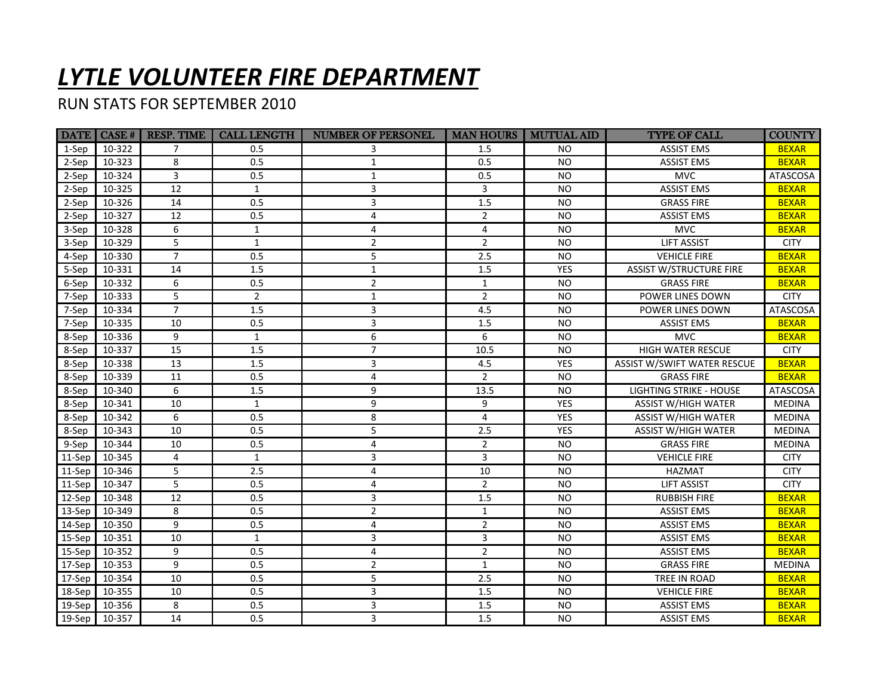# ***LYTLE VOLUNTEER FIRE DEPARTMENT***

RUN STATS FOR SEPTEMBER 2010

| DATE | CASE # | RESP. TIME | CALL LENGTH | NUMBER OF PERSONEL | MAN HOURS | MUTUAL AID | TYPE OF CALL | COUNTY |
|---|---|---|---|---|---|---|---|---|
| 1-Sep | 10-322 | 7 | 0.5 | 3 | 1.5 | NO | ASSIST EMS | BEXAR |
| 2-Sep | 10-323 | 8 | 0.5 | 1 | 0.5 | NO | ASSIST EMS | BEXAR |
| 2-Sep | 10-324 | 3 | 0.5 | 1 | 0.5 | NO | MVC | ATASCOSA |
| 2-Sep | 10-325 | 12 | 1 | 3 | 3 | NO | ASSIST EMS | BEXAR |
| 2-Sep | 10-326 | 14 | 0.5 | 3 | 1.5 | NO | GRASS FIRE | BEXAR |
| 2-Sep | 10-327 | 12 | 0.5 | 4 | 2 | NO | ASSIST EMS | BEXAR |
| 3-Sep | 10-328 | 6 | 1 | 4 | 4 | NO | MVC | BEXAR |
| 3-Sep | 10-329 | 5 | 1 | 2 | 2 | NO | LIFT ASSIST | CITY |
| 4-Sep | 10-330 | 7 | 0.5 | 5 | 2.5 | NO | VEHICLE FIRE | BEXAR |
| 5-Sep | 10-331 | 14 | 1.5 | 1 | 1.5 | YES | ASSIST W/STRUCTURE FIRE | BEXAR |
| 6-Sep | 10-332 | 6 | 0.5 | 2 | 1 | NO | GRASS FIRE | BEXAR |
| 7-Sep | 10-333 | 5 | 2 | 1 | 2 | NO | POWER LINES DOWN | CITY |
| 7-Sep | 10-334 | 7 | 1.5 | 3 | 4.5 | NO | POWER LINES DOWN | ATASCOSA |
| 7-Sep | 10-335 | 10 | 0.5 | 3 | 1.5 | NO | ASSIST EMS | BEXAR |
| 8-Sep | 10-336 | 9 | 1 | 6 | 6 | NO | MVC | BEXAR |
| 8-Sep | 10-337 | 15 | 1.5 | 7 | 10.5 | NO | HIGH WATER RESCUE | CITY |
| 8-Sep | 10-338 | 13 | 1.5 | 3 | 4.5 | YES | ASSIST W/SWIFT WATER RESCUE | BEXAR |
| 8-Sep | 10-339 | 11 | 0.5 | 4 | 2 | NO | GRASS FIRE | BEXAR |
| 8-Sep | 10-340 | 6 | 1.5 | 9 | 13.5 | NO | LIGHTING STRIKE - HOUSE | ATASCOSA |
| 8-Sep | 10-341 | 10 | 1 | 9 | 9 | YES | ASSIST W/HIGH WATER | MEDINA |
| 8-Sep | 10-342 | 6 | 0.5 | 8 | 4 | YES | ASSIST W/HIGH WATER | MEDINA |
| 8-Sep | 10-343 | 10 | 0.5 | 5 | 2.5 | YES | ASSIST W/HIGH WATER | MEDINA |
| 9-Sep | 10-344 | 10 | 0.5 | 4 | 2 | NO | GRASS FIRE | MEDINA |
| 11-Sep | 10-345 | 4 | 1 | 3 | 3 | NO | VEHICLE FIRE | CITY |
| 11-Sep | 10-346 | 5 | 2.5 | 4 | 10 | NO | HAZMAT | CITY |
| 11-Sep | 10-347 | 5 | 0.5 | 4 | 2 | NO | LIFT ASSIST | CITY |
| 12-Sep | 10-348 | 12 | 0.5 | 3 | 1.5 | NO | RUBBISH FIRE | BEXAR |
| 13-Sep | 10-349 | 8 | 0.5 | 2 | 1 | NO | ASSIST EMS | BEXAR |
| 14-Sep | 10-350 | 9 | 0.5 | 4 | 2 | NO | ASSIST EMS | BEXAR |
| 15-Sep | 10-351 | 10 | 1 | 3 | 3 | NO | ASSIST EMS | BEXAR |
| 15-Sep | 10-352 | 9 | 0.5 | 4 | 2 | NO | ASSIST EMS | BEXAR |
| 17-Sep | 10-353 | 9 | 0.5 | 2 | 1 | NO | GRASS FIRE | MEDINA |
| 17-Sep | 10-354 | 10 | 0.5 | 5 | 2.5 | NO | TREE IN ROAD | BEXAR |
| 18-Sep | 10-355 | 10 | 0.5 | 3 | 1.5 | NO | VEHICLE FIRE | BEXAR |
| 19-Sep | 10-356 | 8 | 0.5 | 3 | 1.5 | NO | ASSIST EMS | BEXAR |
| 19-Sep | 10-357 | 14 | 0.5 | 3 | 1.5 | NO | ASSIST EMS | BEXAR |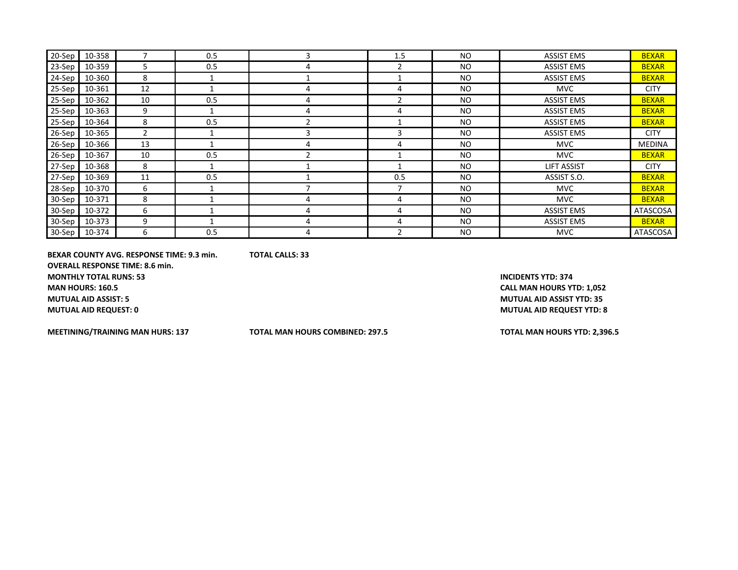| | | | | | | | | |
|---|---|---|---|---|---|---|---|---|
| 20-Sep | 10-358 | 7 | 0.5 | 3 | 1.5 | NO | ASSIST EMS | BEXAR |
| 23-Sep | 10-359 | 5 | 0.5 | 4 | 2 | NO | ASSIST EMS | BEXAR |
| 24-Sep | 10-360 | 8 | 1 | 1 | 1 | NO | ASSIST EMS | BEXAR |
| 25-Sep | 10-361 | 12 | 1 | 4 | 4 | NO | MVC | CITY |
| 25-Sep | 10-362 | 10 | 0.5 | 4 | 2 | NO | ASSIST EMS | BEXAR |
| 25-Sep | 10-363 | 9 | 1 | 4 | 4 | NO | ASSIST EMS | BEXAR |
| 25-Sep | 10-364 | 8 | 0.5 | 2 | 1 | NO | ASSIST EMS | BEXAR |
| 26-Sep | 10-365 | 2 | 1 | 3 | 3 | NO | ASSIST EMS | CITY |
| 26-Sep | 10-366 | 13 | 1 | 4 | 4 | NO | MVC | MEDINA |
| 26-Sep | 10-367 | 10 | 0.5 | 2 | 1 | NO | MVC | BEXAR |
| 27-Sep | 10-368 | 8 | 1 | 1 | 1 | NO | LIFT ASSIST | CITY |
| 27-Sep | 10-369 | 11 | 0.5 | 1 | 0.5 | NO | ASSIST S.O. | BEXAR |
| 28-Sep | 10-370 | 6 | 1 | 7 | 7 | NO | MVC | BEXAR |
| 30-Sep | 10-371 | 8 | 1 | 4 | 4 | NO | MVC | BEXAR |
| 30-Sep | 10-372 | 6 | 1 | 4 | 4 | NO | ASSIST EMS | ATASCOSA |
| 30-Sep | 10-373 | 9 | 1 | 4 | 4 | NO | ASSIST EMS | BEXAR |
| 30-Sep | 10-374 | 6 | 0.5 | 4 | 2 | NO | MVC | ATASCOSA |

**BEXAR COUNTY AVG. RESPONSE TIME: 9.3 min.**

**TOTAL CALLS: 33**

**OVERALL RESPONSE TIME: 8.6 min.**

**MONTHLY TOTAL RUNS: 53**

**MAN HOURS: 160.5**

**MUTUAL AID ASSIST: 5**

**MUTUAL AID REQUEST: 0**

**INCIDENTS YTD: 374**

**CALL MAN HOURS YTD: 1,052**

**MUTUAL AID ASSIST YTD: 35**

**MUTUAL AID REQUEST YTD: 8**

**MEETINING/TRAINING MAN HURS: 137**

**TOTAL MAN HOURS COMBINED: 297.5**

**TOTAL MAN HOURS YTD: 2,396.5**